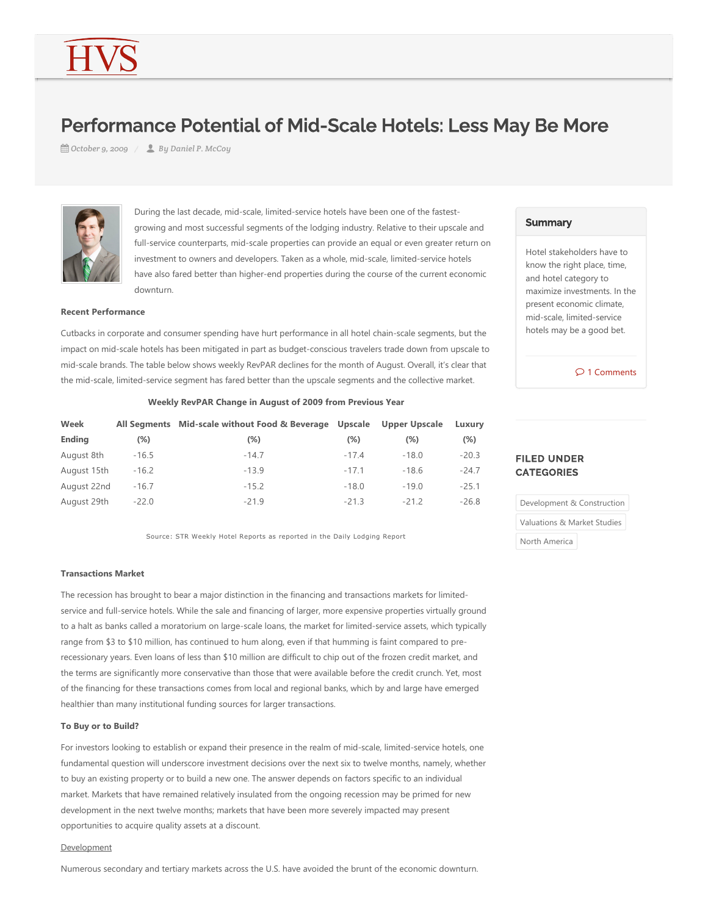# Performance Potential of Mid-Scale Hotels: Less May Be More

*October 9, 2009* / *By Daniel P. McCoy*

During the last decade, mid-scale, limited-service hotels have been one of the fastest-growing and most successful segments of the lodging industry. Relative to their upscale and full-service counterparts, mid-scale properties can provide an equal or even greater return on investment to owners and developers. Taken as a whole, mid-scale, limited-service hotels have also fared better than higher-end properties during the course of the current economic downturn.

## Summary

Hotel stakeholders have to know the right place, time, and hotel category to maximize investments. In the present economic climate, mid-scale, limited-service hotels may be a good bet.

1 Comments

**Recent Performance**

Cutbacks in corporate and consumer spending have hurt performance in all hotel chain-scale segments, but the impact on mid-scale hotels has been mitigated in part as budget-conscious travelers trade down from upscale to mid-scale brands. The table below shows weekly RevPAR declines for the month of August. Overall, it's clear that the mid-scale, limited-service segment has fared better than the upscale segments and the collective market.

**Weekly RevPAR Change in August of 2009 from Previous Year**

| Week Ending | All Segments (%) | Mid-scale without Food & Beverage (%) | Upscale (%) | Upper Upscale (%) | Luxury (%) |
|---|---|---|---|---|---|
| August 8th | -16.5 | -14.7 | -17.4 | -18.0 | -20.3 |
| August 15th | -16.2 | -13.9 | -17.1 | -18.6 | -24.7 |
| August 22nd | -16.7 | -15.2 | -18.0 | -19.0 | -25.1 |
| August 29th | -22.0 | -21.9 | -21.3 | -21.2 | -26.8 |

Source: STR Weekly Hotel Reports as reported in the Daily Lodging Report

**Transactions Market**

The recession has brought to bear a major distinction in the financing and transactions markets for limited-service and full-service hotels. While the sale and financing of larger, more expensive properties virtually ground to a halt as banks called a moratorium on large-scale loans, the market for limited-service assets, which typically range from $3 to $10 million, has continued to hum along, even if that humming is faint compared to pre-recessionary years. Even loans of less than $10 million are difficult to chip out of the frozen credit market, and the terms are significantly more conservative than those that were available before the credit crunch. Yet, most of the financing for these transactions comes from local and regional banks, which by and large have emerged healthier than many institutional funding sources for larger transactions.

**To Buy or to Build?**

For investors looking to establish or expand their presence in the realm of mid-scale, limited-service hotels, one fundamental question will underscore investment decisions over the next six to twelve months, namely, whether to buy an existing property or to build a new one. The answer depends on factors specific to an individual market. Markets that have remained relatively insulated from the ongoing recession may be primed for new development in the next twelve months; markets that have been more severely impacted may present opportunities to acquire quality assets at a discount.

Development

Numerous secondary and tertiary markets across the U.S. have avoided the brunt of the economic downturn.

**FILED UNDER CATEGORIES**

- Development & Construction
- Valuations & Market Studies
- North America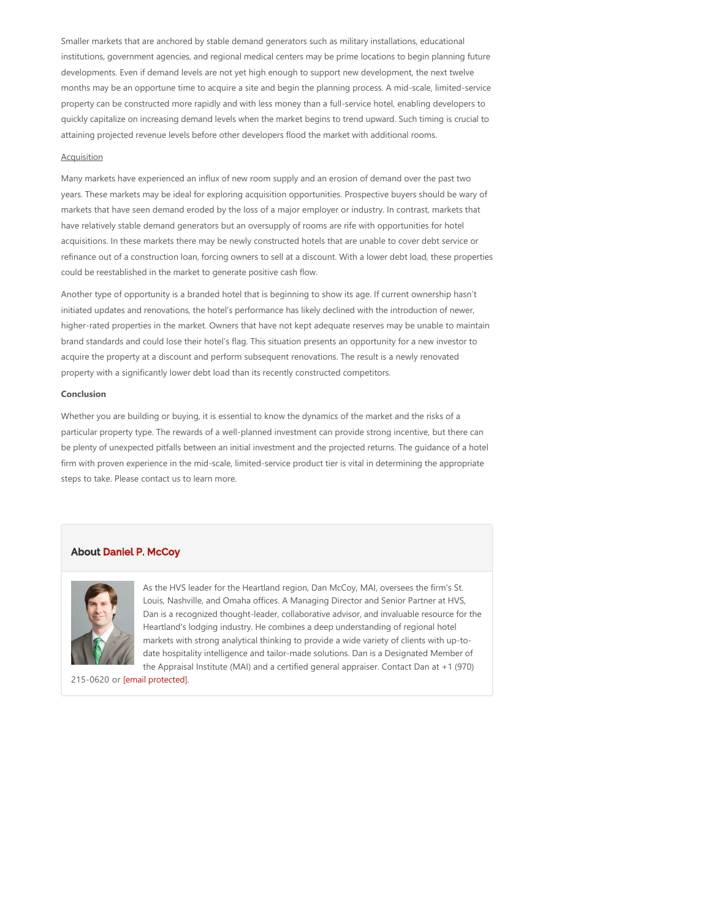Smaller markets that are anchored by stable demand generators such as military installations, educational institutions, government agencies, and regional medical centers may be prime locations to begin planning future developments. Even if demand levels are not yet high enough to support new development, the next twelve months may be an opportune time to acquire a site and begin the planning process. A mid-scale, limited-service property can be constructed more rapidly and with less money than a full-service hotel, enabling developers to quickly capitalize on increasing demand levels when the market begins to trend upward. Such timing is crucial to attaining projected revenue levels before other developers flood the market with additional rooms.

Acquisition

Many markets have experienced an influx of new room supply and an erosion of demand over the past two years. These markets may be ideal for exploring acquisition opportunities. Prospective buyers should be wary of markets that have seen demand eroded by the loss of a major employer or industry. In contrast, markets that have relatively stable demand generators but an oversupply of rooms are rife with opportunities for hotel acquisitions. In these markets there may be newly constructed hotels that are unable to cover debt service or refinance out of a construction loan, forcing owners to sell at a discount. With a lower debt load, these properties could be reestablished in the market to generate positive cash flow.

Another type of opportunity is a branded hotel that is beginning to show its age. If current ownership hasn't initiated updates and renovations, the hotel's performance has likely declined with the introduction of newer, higher-rated properties in the market. Owners that have not kept adequate reserves may be unable to maintain brand standards and could lose their hotel's flag. This situation presents an opportunity for a new investor to acquire the property at a discount and perform subsequent renovations. The result is a newly renovated property with a significantly lower debt load than its recently constructed competitors.

**Conclusion**

Whether you are building or buying, it is essential to know the dynamics of the market and the risks of a particular property type. The rewards of a well-planned investment can provide strong incentive, but there can be plenty of unexpected pitfalls between an initial investment and the projected returns. The guidance of a hotel firm with proven experience in the mid-scale, limited-service product tier is vital in determining the appropriate steps to take. Please contact us to learn more.

### About Daniel P. McCoy

As the HVS leader for the Heartland region, Dan McCoy, MAI, oversees the firm's St. Louis, Nashville, and Omaha offices. A Managing Director and Senior Partner at HVS, Dan is a recognized thought-leader, collaborative advisor, and invaluable resource for the Heartland's lodging industry. He combines a deep understanding of regional hotel markets with strong analytical thinking to provide a wide variety of clients with up-to-date hospitality intelligence and tailor-made solutions. Dan is a Designated Member of the Appraisal Institute (MAI) and a certified general appraiser. Contact Dan at +1 (970) 215-0620 or [email protected].